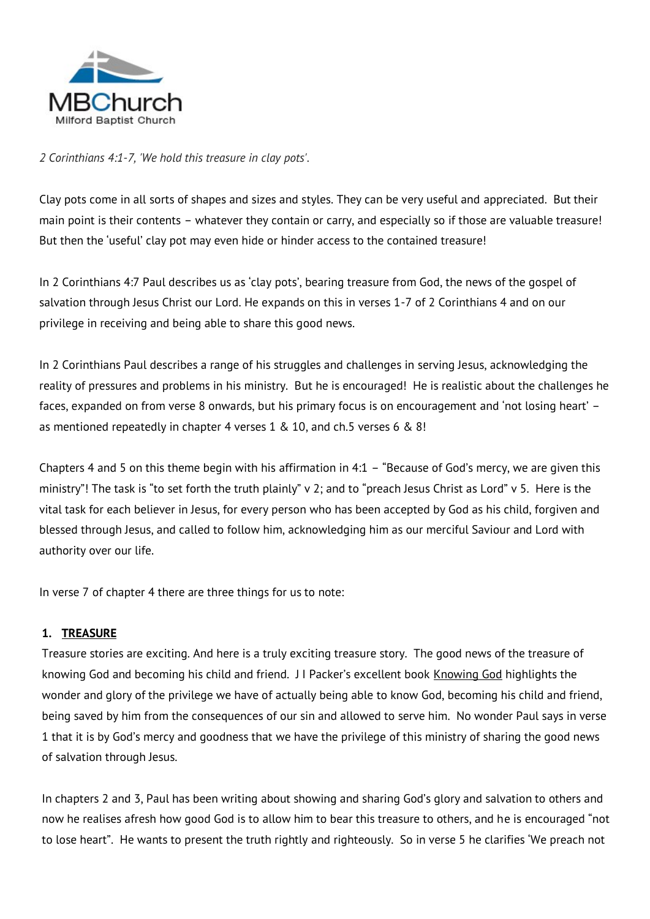MBChurch
Milford Baptist Church

*2 Corinthians 4:1-7, 'We hold this treasure in clay pots'.*

Clay pots come in all sorts of shapes and sizes and styles. They can be very useful and appreciated. But their main point is their contents – whatever they contain or carry, and especially so if those are valuable treasure! But then the 'useful' clay pot may even hide or hinder access to the contained treasure!

In 2 Corinthians 4:7 Paul describes us as 'clay pots', bearing treasure from God, the news of the gospel of salvation through Jesus Christ our Lord. He expands on this in verses 1-7 of 2 Corinthians 4 and on our privilege in receiving and being able to share this good news.

In 2 Corinthians Paul describes a range of his struggles and challenges in serving Jesus, acknowledging the reality of pressures and problems in his ministry. But he is encouraged! He is realistic about the challenges he faces, expanded on from verse 8 onwards, but his primary focus is on encouragement and 'not losing heart' – as mentioned repeatedly in chapter 4 verses 1 & 10, and ch.5 verses 6 & 8!

Chapters 4 and 5 on this theme begin with his affirmation in 4:1 – "Because of God's mercy, we are given this ministry"! The task is "to set forth the truth plainly" v 2; and to "preach Jesus Christ as Lord" v 5. Here is the vital task for each believer in Jesus, for every person who has been accepted by God as his child, forgiven and blessed through Jesus, and called to follow him, acknowledging him as our merciful Saviour and Lord with authority over our life.

In verse 7 of chapter 4 there are three things for us to note:

### 1. TREASURE

Treasure stories are exciting. And here is a truly exciting treasure story. The good news of the treasure of knowing God and becoming his child and friend. J I Packer's excellent book Knowing God highlights the wonder and glory of the privilege we have of actually being able to know God, becoming his child and friend, being saved by him from the consequences of our sin and allowed to serve him. No wonder Paul says in verse 1 that it is by God's mercy and goodness that we have the privilege of this ministry of sharing the good news of salvation through Jesus.

In chapters 2 and 3, Paul has been writing about showing and sharing God's glory and salvation to others and now he realises afresh how good God is to allow him to bear this treasure to others, and he is encouraged "not to lose heart". He wants to present the truth rightly and righteously. So in verse 5 he clarifies 'We preach not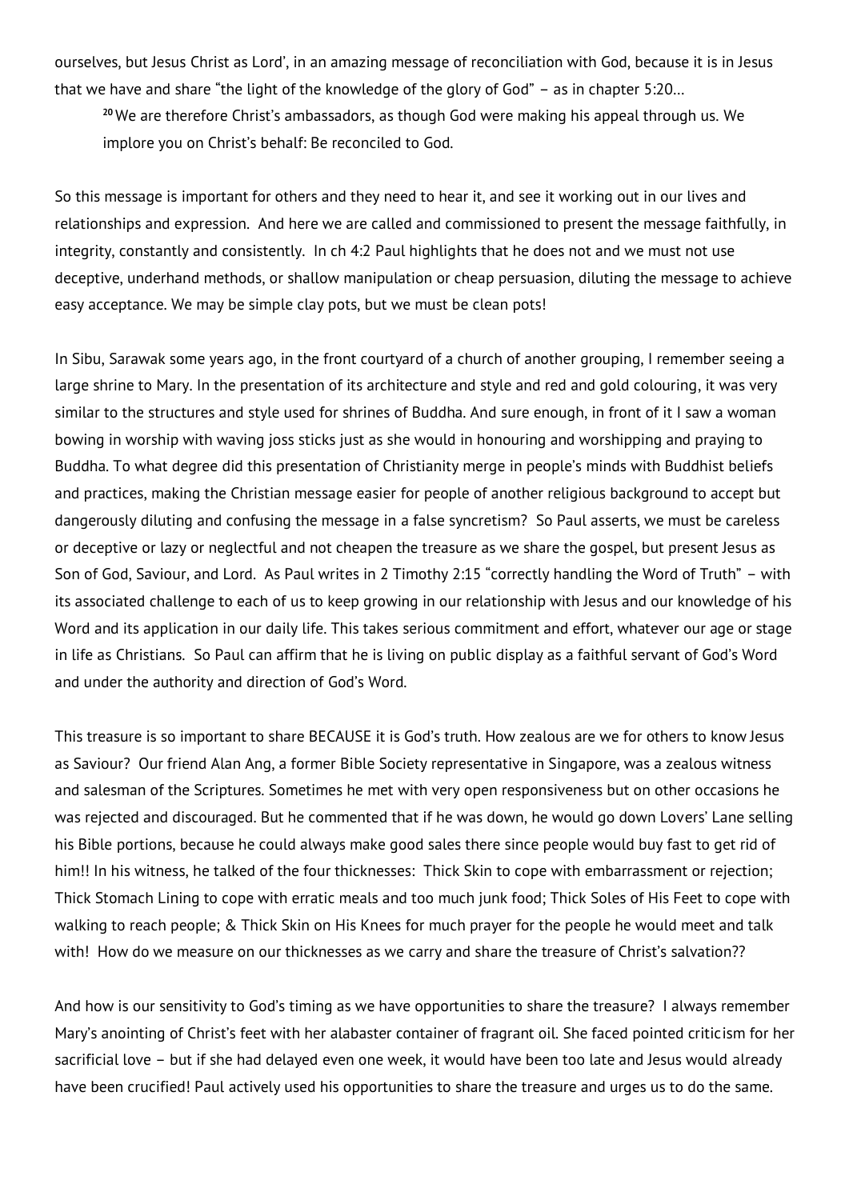ourselves, but Jesus Christ as Lord', in an amazing message of reconciliation with God, because it is in Jesus that we have and share "the light of the knowledge of the glory of God" – as in chapter 5:20…

> [20] We are therefore Christ's ambassadors, as though God were making his appeal through us. We implore you on Christ's behalf: Be reconciled to God.

So this message is important for others and they need to hear it, and see it working out in our lives and relationships and expression. And here we are called and commissioned to present the message faithfully, in integrity, constantly and consistently. In ch 4:2 Paul highlights that he does not and we must not use deceptive, underhand methods, or shallow manipulation or cheap persuasion, diluting the message to achieve easy acceptance. We may be simple clay pots, but we must be clean pots!

In Sibu, Sarawak some years ago, in the front courtyard of a church of another grouping, I remember seeing a large shrine to Mary. In the presentation of its architecture and style and red and gold colouring, it was very similar to the structures and style used for shrines of Buddha. And sure enough, in front of it I saw a woman bowing in worship with waving joss sticks just as she would in honouring and worshipping and praying to Buddha. To what degree did this presentation of Christianity merge in people's minds with Buddhist beliefs and practices, making the Christian message easier for people of another religious background to accept but dangerously diluting and confusing the message in a false syncretism? So Paul asserts, we must be careless or deceptive or lazy or neglectful and not cheapen the treasure as we share the gospel, but present Jesus as Son of God, Saviour, and Lord. As Paul writes in 2 Timothy 2:15 "correctly handling the Word of Truth" – with its associated challenge to each of us to keep growing in our relationship with Jesus and our knowledge of his Word and its application in our daily life. This takes serious commitment and effort, whatever our age or stage in life as Christians. So Paul can affirm that he is living on public display as a faithful servant of God's Word and under the authority and direction of God's Word.

This treasure is so important to share BECAUSE it is God's truth. How zealous are we for others to know Jesus as Saviour? Our friend Alan Ang, a former Bible Society representative in Singapore, was a zealous witness and salesman of the Scriptures. Sometimes he met with very open responsiveness but on other occasions he was rejected and discouraged. But he commented that if he was down, he would go down Lovers' Lane selling his Bible portions, because he could always make good sales there since people would buy fast to get rid of him!! In his witness, he talked of the four thicknesses: Thick Skin to cope with embarrassment or rejection; Thick Stomach Lining to cope with erratic meals and too much junk food; Thick Soles of His Feet to cope with walking to reach people; & Thick Skin on His Knees for much prayer for the people he would meet and talk with! How do we measure on our thicknesses as we carry and share the treasure of Christ's salvation??

And how is our sensitivity to God's timing as we have opportunities to share the treasure? I always remember Mary's anointing of Christ's feet with her alabaster container of fragrant oil. She faced pointed criticism for her sacrificial love – but if she had delayed even one week, it would have been too late and Jesus would already have been crucified! Paul actively used his opportunities to share the treasure and urges us to do the same.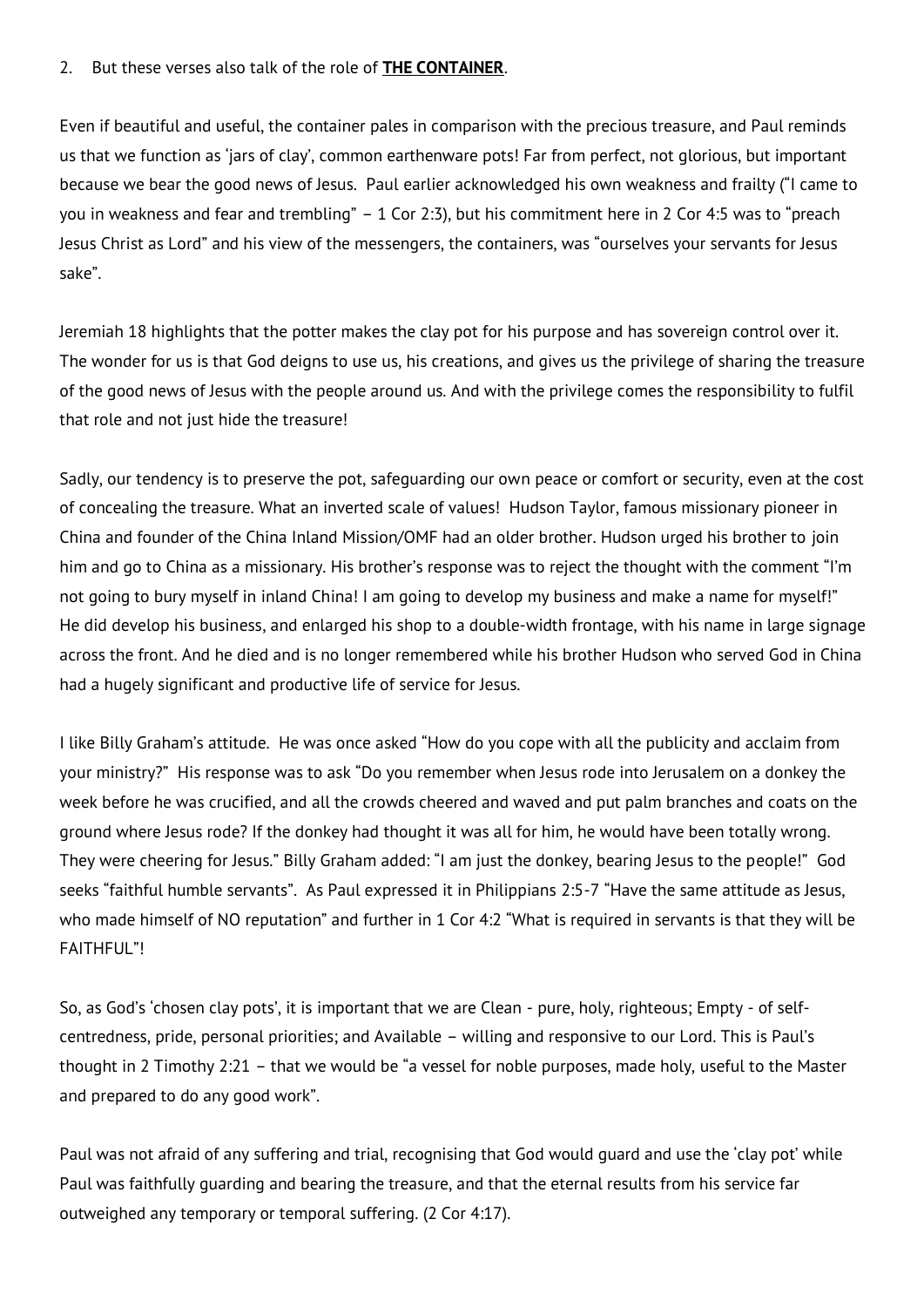2. But these verses also talk of the role of **THE CONTAINER**.

Even if beautiful and useful, the container pales in comparison with the precious treasure, and Paul reminds us that we function as 'jars of clay', common earthenware pots! Far from perfect, not glorious, but important because we bear the good news of Jesus. Paul earlier acknowledged his own weakness and frailty ("I came to you in weakness and fear and trembling" – 1 Cor 2:3), but his commitment here in 2 Cor 4:5 was to "preach Jesus Christ as Lord" and his view of the messengers, the containers, was "ourselves your servants for Jesus sake".

Jeremiah 18 highlights that the potter makes the clay pot for his purpose and has sovereign control over it. The wonder for us is that God deigns to use us, his creations, and gives us the privilege of sharing the treasure of the good news of Jesus with the people around us. And with the privilege comes the responsibility to fulfil that role and not just hide the treasure!

Sadly, our tendency is to preserve the pot, safeguarding our own peace or comfort or security, even at the cost of concealing the treasure. What an inverted scale of values! Hudson Taylor, famous missionary pioneer in China and founder of the China Inland Mission/OMF had an older brother. Hudson urged his brother to join him and go to China as a missionary. His brother's response was to reject the thought with the comment "I'm not going to bury myself in inland China! I am going to develop my business and make a name for myself!" He did develop his business, and enlarged his shop to a double-width frontage, with his name in large signage across the front. And he died and is no longer remembered while his brother Hudson who served God in China had a hugely significant and productive life of service for Jesus.

I like Billy Graham's attitude. He was once asked "How do you cope with all the publicity and acclaim from your ministry?" His response was to ask "Do you remember when Jesus rode into Jerusalem on a donkey the week before he was crucified, and all the crowds cheered and waved and put palm branches and coats on the ground where Jesus rode? If the donkey had thought it was all for him, he would have been totally wrong. They were cheering for Jesus." Billy Graham added: "I am just the donkey, bearing Jesus to the people!" God seeks "faithful humble servants". As Paul expressed it in Philippians 2:5-7 "Have the same attitude as Jesus, who made himself of NO reputation" and further in 1 Cor 4:2 "What is required in servants is that they will be FAITHFUL"!

So, as God's 'chosen clay pots', it is important that we are Clean - pure, holy, righteous; Empty - of self-centredness, pride, personal priorities; and Available – willing and responsive to our Lord. This is Paul's thought in 2 Timothy 2:21 – that we would be "a vessel for noble purposes, made holy, useful to the Master and prepared to do any good work".

Paul was not afraid of any suffering and trial, recognising that God would guard and use the 'clay pot' while Paul was faithfully guarding and bearing the treasure, and that the eternal results from his service far outweighed any temporary or temporal suffering. (2 Cor 4:17).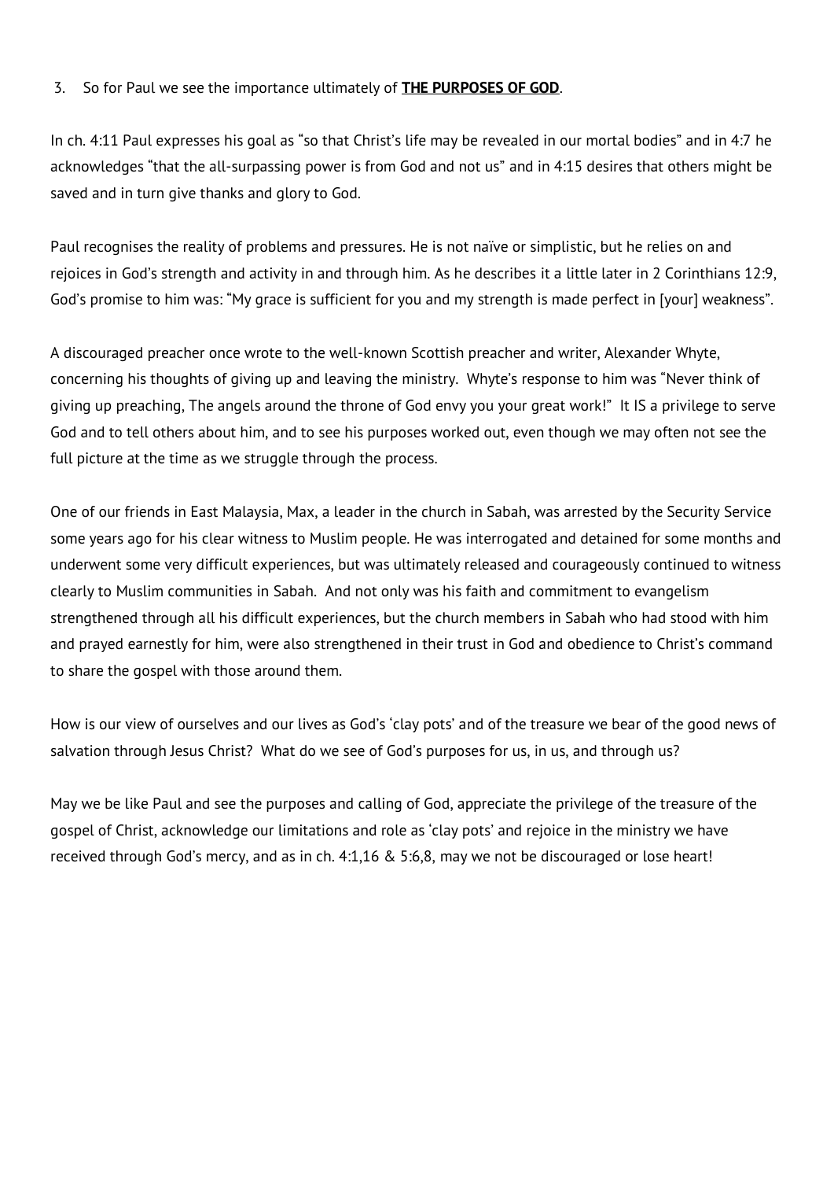3. So for Paul we see the importance ultimately of **<u>THE PURPOSES OF GOD</u>**.

In ch. 4:11 Paul expresses his goal as "so that Christ's life may be revealed in our mortal bodies" and in 4:7 he acknowledges "that the all-surpassing power is from God and not us" and in 4:15 desires that others might be saved and in turn give thanks and glory to God.

Paul recognises the reality of problems and pressures. He is not naïve or simplistic, but he relies on and rejoices in God's strength and activity in and through him. As he describes it a little later in 2 Corinthians 12:9, God's promise to him was: "My grace is sufficient for you and my strength is made perfect in [your] weakness".

A discouraged preacher once wrote to the well-known Scottish preacher and writer, Alexander Whyte, concerning his thoughts of giving up and leaving the ministry. Whyte's response to him was "Never think of giving up preaching, The angels around the throne of God envy you your great work!" It IS a privilege to serve God and to tell others about him, and to see his purposes worked out, even though we may often not see the full picture at the time as we struggle through the process.

One of our friends in East Malaysia, Max, a leader in the church in Sabah, was arrested by the Security Service some years ago for his clear witness to Muslim people. He was interrogated and detained for some months and underwent some very difficult experiences, but was ultimately released and courageously continued to witness clearly to Muslim communities in Sabah. And not only was his faith and commitment to evangelism strengthened through all his difficult experiences, but the church members in Sabah who had stood with him and prayed earnestly for him, were also strengthened in their trust in God and obedience to Christ's command to share the gospel with those around them.

How is our view of ourselves and our lives as God's 'clay pots' and of the treasure we bear of the good news of salvation through Jesus Christ? What do we see of God's purposes for us, in us, and through us?

May we be like Paul and see the purposes and calling of God, appreciate the privilege of the treasure of the gospel of Christ, acknowledge our limitations and role as 'clay pots' and rejoice in the ministry we have received through God's mercy, and as in ch. 4:1,16 & 5:6,8, may we not be discouraged or lose heart!